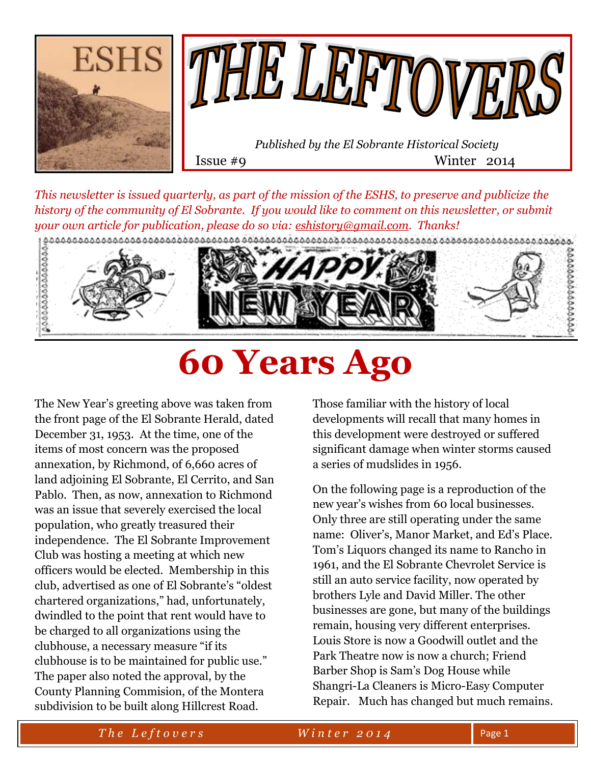# THE LEFTOVERS

*Published by the El Sobrante Historical Society*

Issue #9 Winter 2014

*This newsletter is issued quarterly, as part of the mission of the ESHS, to preserve and publicize the history of the community of El Sobrante. If you would like to comment on this newsletter, or submit your own article for publication, please do so via: eshistory@gmail.com. Thanks!*

# 60 Years Ago

The New Year's greeting above was taken from the front page of the El Sobrante Herald, dated December 31, 1953. At the time, one of the items of most concern was the proposed annexation, by Richmond, of 6,660 acres of land adjoining El Sobrante, El Cerrito, and San Pablo. Then, as now, annexation to Richmond was an issue that severely exercised the local population, who greatly treasured their independence. The El Sobrante Improvement Club was hosting a meeting at which new officers would be elected. Membership in this club, advertised as one of El Sobrante's "oldest chartered organizations," had, unfortunately, dwindled to the point that rent would have to be charged to all organizations using the clubhouse, a necessary measure "if its clubhouse is to be maintained for public use." The paper also noted the approval, by the County Planning Commision, of the Montera subdivision to be built along Hillcrest Road.

Those familiar with the history of local developments will recall that many homes in this development were destroyed or suffered significant damage when winter storms caused a series of mudslides in 1956.

On the following page is a reproduction of the new year's wishes from 60 local businesses. Only three are still operating under the same name: Oliver's, Manor Market, and Ed's Place. Tom's Liquors changed its name to Rancho in 1961, and the El Sobrante Chevrolet Service is still an auto service facility, now operated by brothers Lyle and David Miller. The other businesses are gone, but many of the buildings remain, housing very different enterprises. Louis Store is now a Goodwill outlet and the Park Theatre now is now a church; Friend Barber Shop is Sam's Dog House while Shangri-La Cleaners is Micro-Easy Computer Repair. Much has changed but much remains.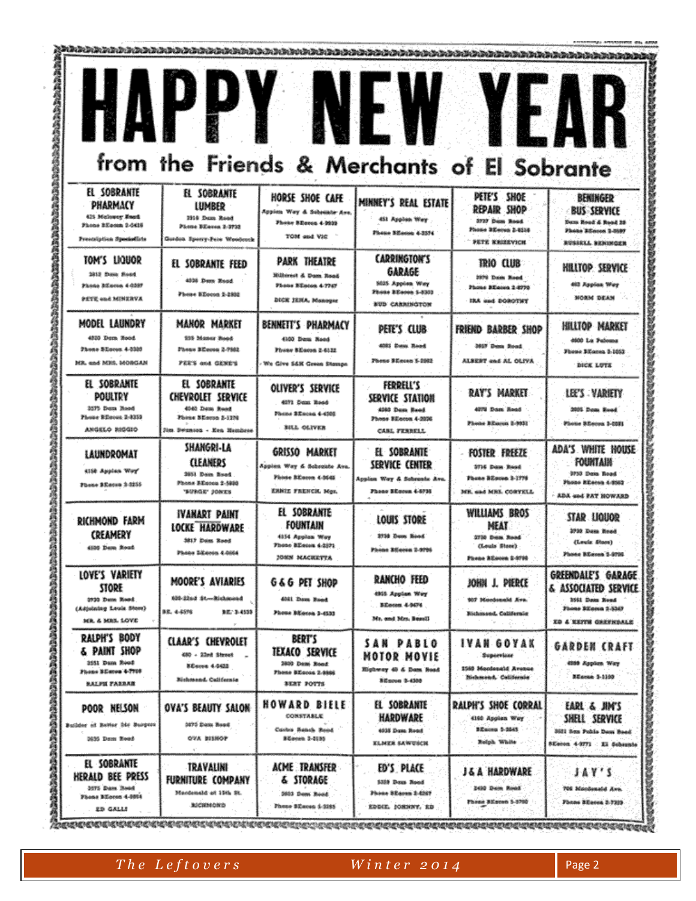# HAPPY NEW YEAR

## from the Friends & Merchants of El Sobrante

| | | | | | |
|---|---|---|---|---|---|
| **EL SOBRANTE PHARMACY** 425 Moloney Road Phone BEacon 2-0416 Prescription Specialists | **EL SOBRANTE LUMBER** 3910 Dam Road Phone BEacon 2-3732 Gordon Sperry-Pete Woodcock | **HORSE SHOE CAFE** Appian Way & Sobrante Ave. Phone BEacon 4-9939 TOM and VIC | **MINNEY'S REAL ESTATE** 451 Appian Way Phone BEacon 4-2574 | **PETE'S SHOE REPAIR SHOP** 3727 Dam Road Phone BEacon 2-6516 PETE KRSIEVICH | **BENINGER BUS SERVICE** Dam Road & Road 20 Phone BEacon 2-0597 RUSSELL BENINGER |
| **TOM'S LIQUOR** 3812 Dam Road Phone BEacon 4-0397 PETE and MINERVA | **EL SOBRANTE FEED** 4036 Dam Road Phone BEacon 2-2802 | **PARK THEATRE** Hillcrest & Dam Road Phone BEacon 4-7747 DICK JENA, Manager | **CARRINGTON'S GARAGE** 5025 Appian Way Phone BEacon 5-8303 BUD CARRINGTON | **TRIO CLUB** 3970 Dam Road Phone BEacon 2-4770 IRA and DOROTHY | **HILLTOP SERVICE** 462 Appian Way NORM DEAN |
| **MODEL LAUNDRY** 4020 Dam Road Phone BEacon 4-0320 MR. and MRS. MORGAN | **MANOR MARKET** 939 Manor Road Phone BEacon 2-7982 PEE'S and GENE'S | **BENNETT'S PHARMACY** 4100 Dam Road Phone BEacon 2-6132 We Give S&H Green Stamps | **PETE'S CLUB** 4081 Dam Road Phone BEacon 5-2062 | **FRIEND BARBER SHOP** 3817 Dam Road ALBERT and AL OLIVA | **HILLTOP MARKET** 4600 La Paloma Phone BEacon 2-1053 DICK LUTZ |
| **EL SOBRANTE POULTRY** 3375 Dam Road Phone BEacon 2-8353 ANGELO RIGGIO | **EL SOBRANTE CHEVROLET SERVICE** 4040 Dam Road Phone BEacon 2-1276 Jim Swanson - Ken Hembree | **OLIVER'S SERVICE** 4071 Dam Road Phone BEacon 4-4202 BILL OLIVER | **FERRELL'S SERVICE STATION** 4080 Dam Road Phone BEacon 4-2026 CARL FERRELL | **RAY'S MARKET** 4070 Dam Road Phone BEacon 2-9931 | **LEE'S VARIETY** 3805 Dam Road Phone BEacon 2-0281 |
| **LAUNDROMAT** 4150 Appian Way Phone BEacon 2-0255 | **SHANGRI-LA CLEANERS** 3851 Dam Road Phone BEacon 2-5800 "BURGE" JONES | **GRISSO MARKET** Appian Way & Sobrante Ave. Phone BEacon 4-9645 ERNIE FRENCH, Mgr. | **EL SOBRANTE SERVICE CENTER** Appian Way & Sobrante Ave. Phone BEacon 4-0738 | **FOSTER FREEZE** 3716 Dam Road Phone BEacon 2-1778 MR. and MRS. CORYELL | **ADA'S WHITE HOUSE FOUNTAIN** 3750 Dam Road Phone BEacon 4-9562 ADA and PAT HOWARD |
| **RICHMOND FARM CREAMERY** 4100 Dam Road | **IVANART PAINT LOCKE HARDWARE** 3817 Dam Road Phone BEacon 4-0664 | **EL SOBRANTE FOUNTAIN** 4154 Appian Way Phone BEacon 4-2571 JOHN MACKETTA | **LOUIS STORE** 3738 Dam Road Phone BEacon 2-9796 | **WILLIAMS BROS MEAT** 3738 Dam Road (Louis Store) Phone BEacon 2-9798 | **STAR LIQUOR** 3720 Dam Road (Louis Store) Phone BEacon 2-9796 |
| **LOVE'S VARIETY STORE** 3720 Dam Road (Adjoining Louis Store) MR. & MRS. LOVE | **MOORE'S AVIARIES** 600-22nd St.—Richmond BE. 4-5576 BE. 2-4533 | **G & G PET SHOP** 4061 Dam Road Phone BEacon 2-4533 | **RANCHO FEED** 4955 Appian Way BEacon 4-9476 Mr. and Mrs. Bessll | **JOHN J. PIERCE** 907 Macdonald Ave. Richmond, California | **GREENDALE'S GARAGE & ASSOCIATED SERVICE** 3951 Dam Road Phone BEacon 2-3367 ED & KEITH GREENDALE |
| **RALPH'S BODY & PAINT SHOP** 3551 Dam Road Phone BEacon 4-7709 RALPH FARRAR | **CLAAR'S CHEVROLET** 480 - 23rd Street BEacon 4-0422 Richmond, California | **BERT'S TEXACO SERVICE** 3800 Dam Road Phone BEacon 2-9886 BERT POTTS | **SAN PABLO MOTOR MOVIE** Highway 40 & Dam Road BEacon 3-4300 | **IVAN GOYAK** Supervisor 2560 Macdonald Avenue Richmond, California | **GARDEN CRAFT** 4099 Appian Way BEacon 3-1100 |
| **POOR NELSON** Builder of Better 24c Burgers 3635 Dam Road | **OVA'S BEAUTY SALON** 3875 Dam Road OVA BISHOP | **HOWARD BIELE** CONSTABLE Castro Ranch Road BEacon 2-5195 | **EL SOBRANTE HARDWARE** 4038 Dam Road ELMER SAWUSCH | **RALPH'S SHOE CORRAL** 4160 Appian Way BEacon 2-3645 Ralph White | **EARL & JIM'S SHELL SERVICE** 3021 San Pablo Dam Road BEacon 4-3771 El Sobrante |
| **EL SOBRANTE HERALD BEE PRESS** 3975 Dam Road Phone BEacon 4-0804 ED GALLI | **TRAVALINI FURNITURE COMPANY** Macdonald at 13th St. RICHMOND | **ACME TRANSFER & STORAGE** 3653 Dam Road Phone BEacon 5-2285 | **ED'S PLACE** 3339 Dam Road Phone BEacon 2-6267 EDDIE, JOHNNY, ED | **J & A HARDWARE** 2490 Dam Road Phone BEacon 5-5700 | **JAY'S** 706 Macdonald Ave. Phone BEacon 2-7329 |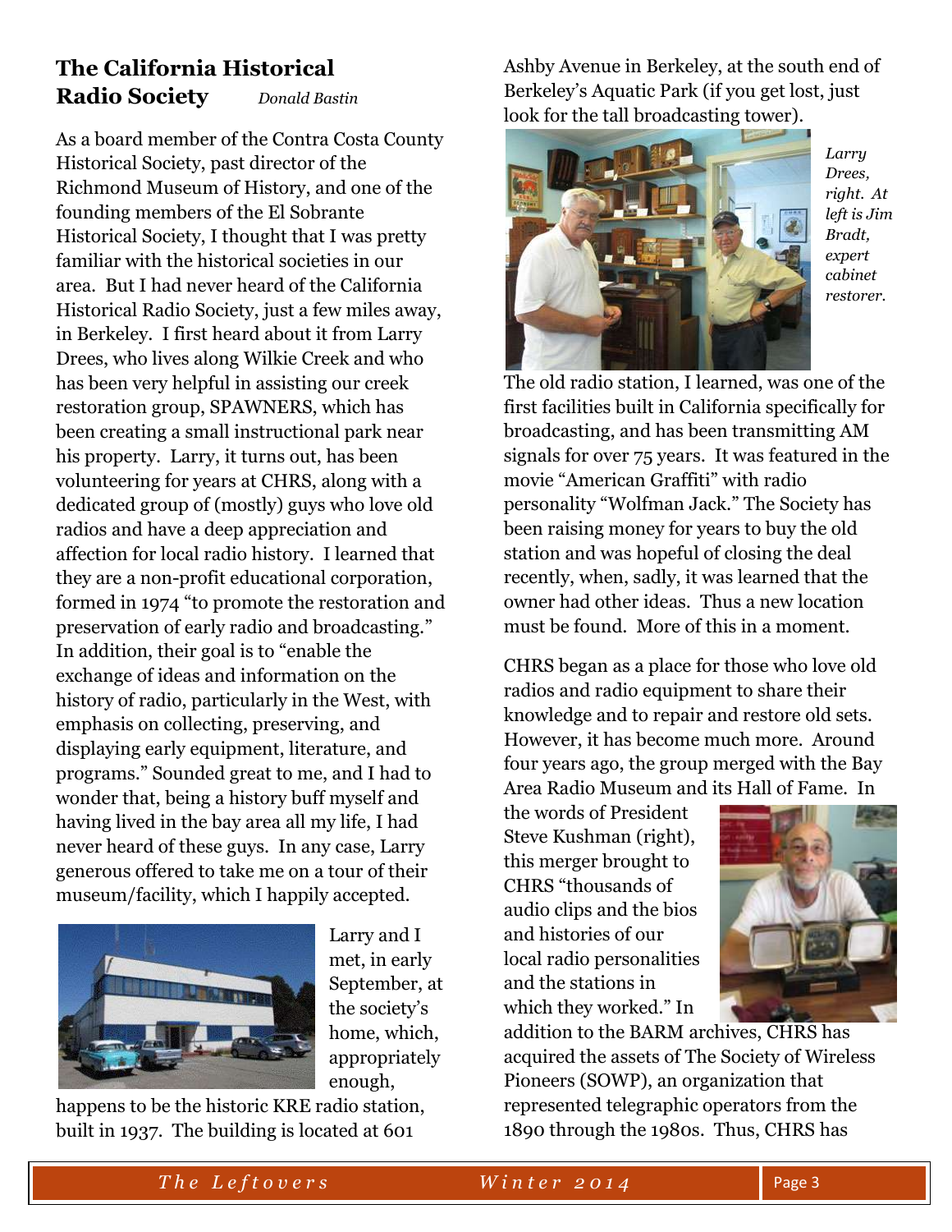## The California Historical Radio Society

*Donald Bastin*

As a board member of the Contra Costa County Historical Society, past director of the Richmond Museum of History, and one of the founding members of the El Sobrante Historical Society, I thought that I was pretty familiar with the historical societies in our area. But I had never heard of the California Historical Radio Society, just a few miles away, in Berkeley. I first heard about it from Larry Drees, who lives along Wilkie Creek and who has been very helpful in assisting our creek restoration group, SPAWNERS, which has been creating a small instructional park near his property. Larry, it turns out, has been volunteering for years at CHRS, along with a dedicated group of (mostly) guys who love old radios and have a deep appreciation and affection for local radio history. I learned that they are a non-profit educational corporation, formed in 1974 "to promote the restoration and preservation of early radio and broadcasting." In addition, their goal is to "enable the exchange of ideas and information on the history of radio, particularly in the West, with emphasis on collecting, preserving, and displaying early equipment, literature, and programs." Sounded great to me, and I had to wonder that, being a history buff myself and having lived in the bay area all my life, I had never heard of these guys. In any case, Larry generous offered to take me on a tour of their museum/facility, which I happily accepted.

Larry and I met, in early September, at the society's home, which, appropriately enough, happens to be the historic KRE radio station, built in 1937. The building is located at 601 Ashby Avenue in Berkeley, at the south end of Berkeley's Aquatic Park (if you get lost, just look for the tall broadcasting tower).

*Larry Drees, right. At left is Jim Bradt, expert cabinet restorer.*

The old radio station, I learned, was one of the first facilities built in California specifically for broadcasting, and has been transmitting AM signals for over 75 years. It was featured in the movie "American Graffiti" with radio personality "Wolfman Jack." The Society has been raising money for years to buy the old station and was hopeful of closing the deal recently, when, sadly, it was learned that the owner had other ideas. Thus a new location must be found. More of this in a moment.

CHRS began as a place for those who love old radios and radio equipment to share their knowledge and to repair and restore old sets. However, it has become much more. Around four years ago, the group merged with the Bay Area Radio Museum and its Hall of Fame. In the words of President Steve Kushman (right), this merger brought to CHRS "thousands of audio clips and the bios and histories of our local radio personalities and the stations in which they worked." In addition to the BARM archives, CHRS has acquired the assets of The Society of Wireless Pioneers (SOWP), an organization that represented telegraphic operators from the 1890 through the 1980s. Thus, CHRS has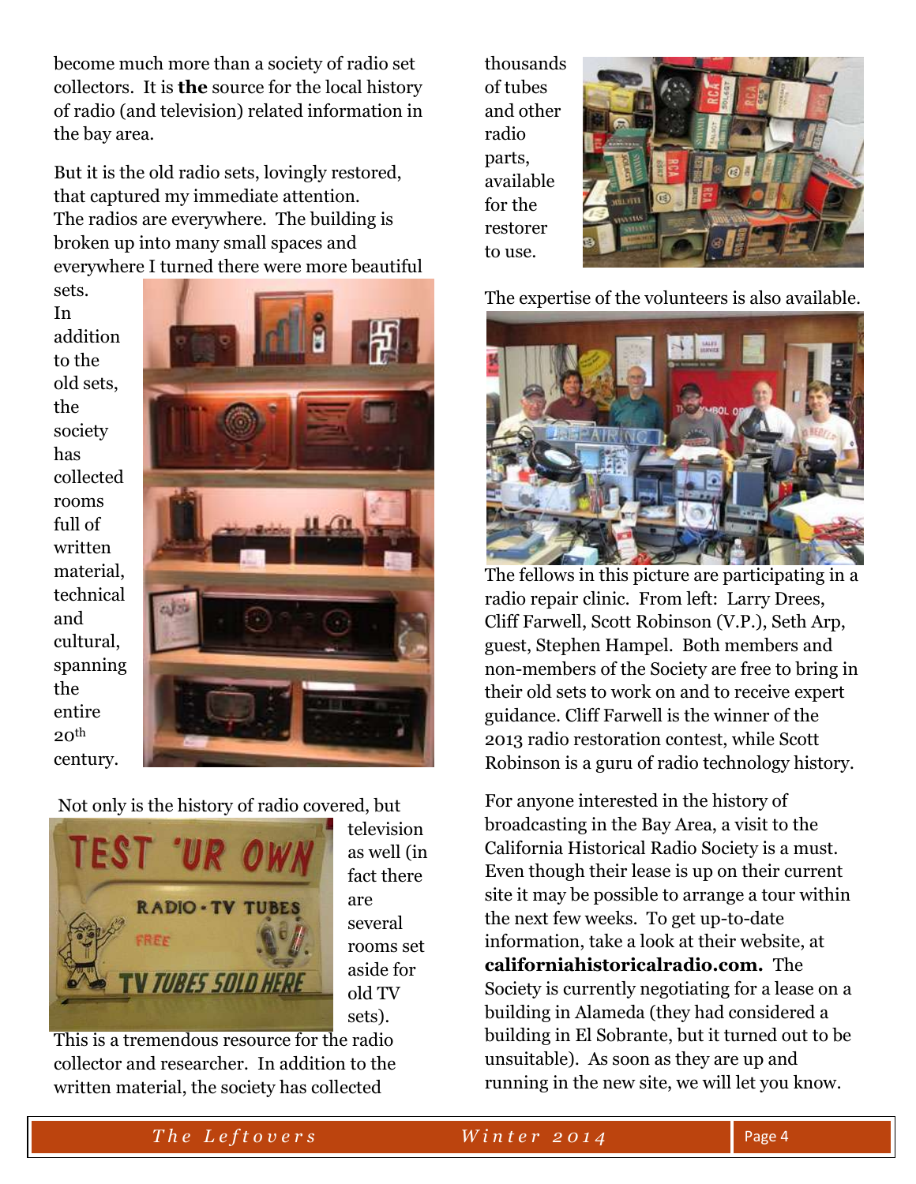become much more than a society of radio set collectors. It is **the** source for the local history of radio (and television) related information in the bay area.

But it is the old radio sets, lovingly restored, that captured my immediate attention. The radios are everywhere. The building is broken up into many small spaces and everywhere I turned there were more beautiful sets. In addition to the old sets, the society has collected rooms full of written material, technical and cultural, spanning the entire 20th century.

Not only is the history of radio covered, but television as well (in fact there are several rooms set aside for old TV sets). This is a tremendous resource for the radio collector and researcher. In addition to the written material, the society has collected thousands of tubes and other radio parts, available for the restorer to use.

The expertise of the volunteers is also available.

The fellows in this picture are participating in a radio repair clinic. From left: Larry Drees, Cliff Farwell, Scott Robinson (V.P.), Seth Arp, guest, Stephen Hampel. Both members and non-members of the Society are free to bring in their old sets to work on and to receive expert guidance. Cliff Farwell is the winner of the 2013 radio restoration contest, while Scott Robinson is a guru of radio technology history.

For anyone interested in the history of broadcasting in the Bay Area, a visit to the California Historical Radio Society is a must. Even though their lease is up on their current site it may be possible to arrange a tour within the next few weeks. To get up-to-date information, take a look at their website, at **californiahistoricalradio.com.** The Society is currently negotiating for a lease on a building in Alameda (they had considered a building in El Sobrante, but it turned out to be unsuitable). As soon as they are up and running in the new site, we will let you know.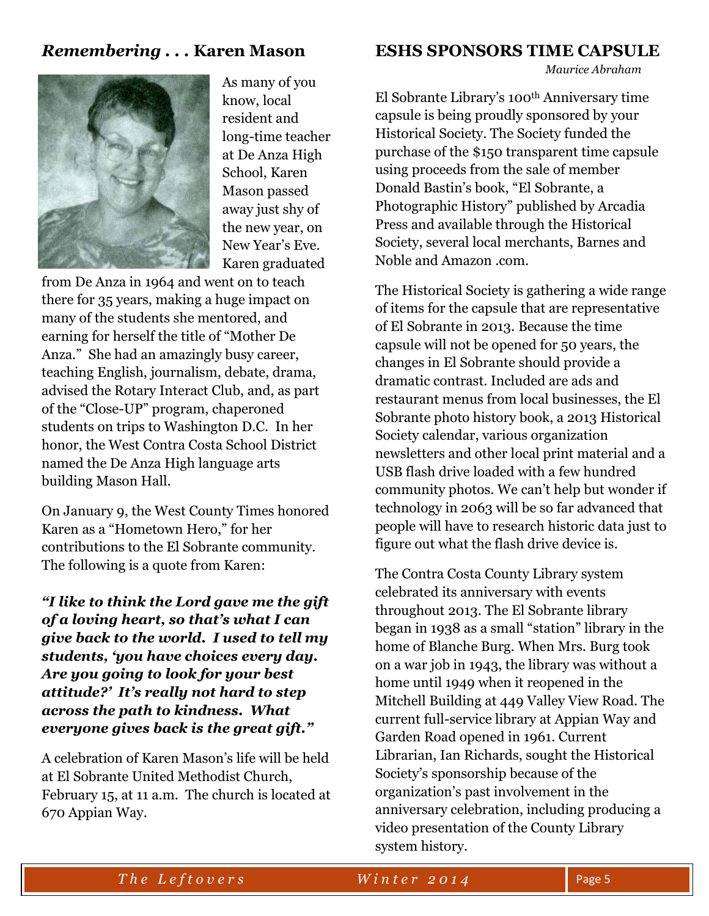## *Remembering . . .* Karen Mason

As many of you know, local resident and long-time teacher at De Anza High School, Karen Mason passed away just shy of the new year, on New Year's Eve. Karen graduated from De Anza in 1964 and went on to teach there for 35 years, making a huge impact on many of the students she mentored, and earning for herself the title of "Mother De Anza." She had an amazingly busy career, teaching English, journalism, debate, drama, advised the Rotary Interact Club, and, as part of the "Close-UP" program, chaperoned students on trips to Washington D.C. In her honor, the West Contra Costa School District named the De Anza High language arts building Mason Hall.

On January 9, the West County Times honored Karen as a "Hometown Hero," for her contributions to the El Sobrante community. The following is a quote from Karen:

***"I like to think the Lord gave me the gift of a loving heart, so that's what I can give back to the world. I used to tell my students, 'you have choices every day. Are you going to look for your best attitude?' It's really not hard to step across the path to kindness. What everyone gives back is the great gift."***

A celebration of Karen Mason's life will be held at El Sobrante United Methodist Church, February 15, at 11 a.m. The church is located at 670 Appian Way.

## ESHS SPONSORS TIME CAPSULE

*Maurice Abraham*

El Sobrante Library's 100th Anniversary time capsule is being proudly sponsored by your Historical Society. The Society funded the purchase of the $150 transparent time capsule using proceeds from the sale of member Donald Bastin's book, "El Sobrante, a Photographic History" published by Arcadia Press and available through the Historical Society, several local merchants, Barnes and Noble and Amazon .com.

The Historical Society is gathering a wide range of items for the capsule that are representative of El Sobrante in 2013. Because the time capsule will not be opened for 50 years, the changes in El Sobrante should provide a dramatic contrast. Included are ads and restaurant menus from local businesses, the El Sobrante photo history book, a 2013 Historical Society calendar, various organization newsletters and other local print material and a USB flash drive loaded with a few hundred community photos. We can't help but wonder if technology in 2063 will be so far advanced that people will have to research historic data just to figure out what the flash drive device is.

The Contra Costa County Library system celebrated its anniversary with events throughout 2013. The El Sobrante library began in 1938 as a small "station" library in the home of Blanche Burg. When Mrs. Burg took on a war job in 1943, the library was without a home until 1949 when it reopened in the Mitchell Building at 449 Valley View Road. The current full-service library at Appian Way and Garden Road opened in 1961. Current Librarian, Ian Richards, sought the Historical Society's sponsorship because of the organization's past involvement in the anniversary celebration, including producing a video presentation of the County Library system history.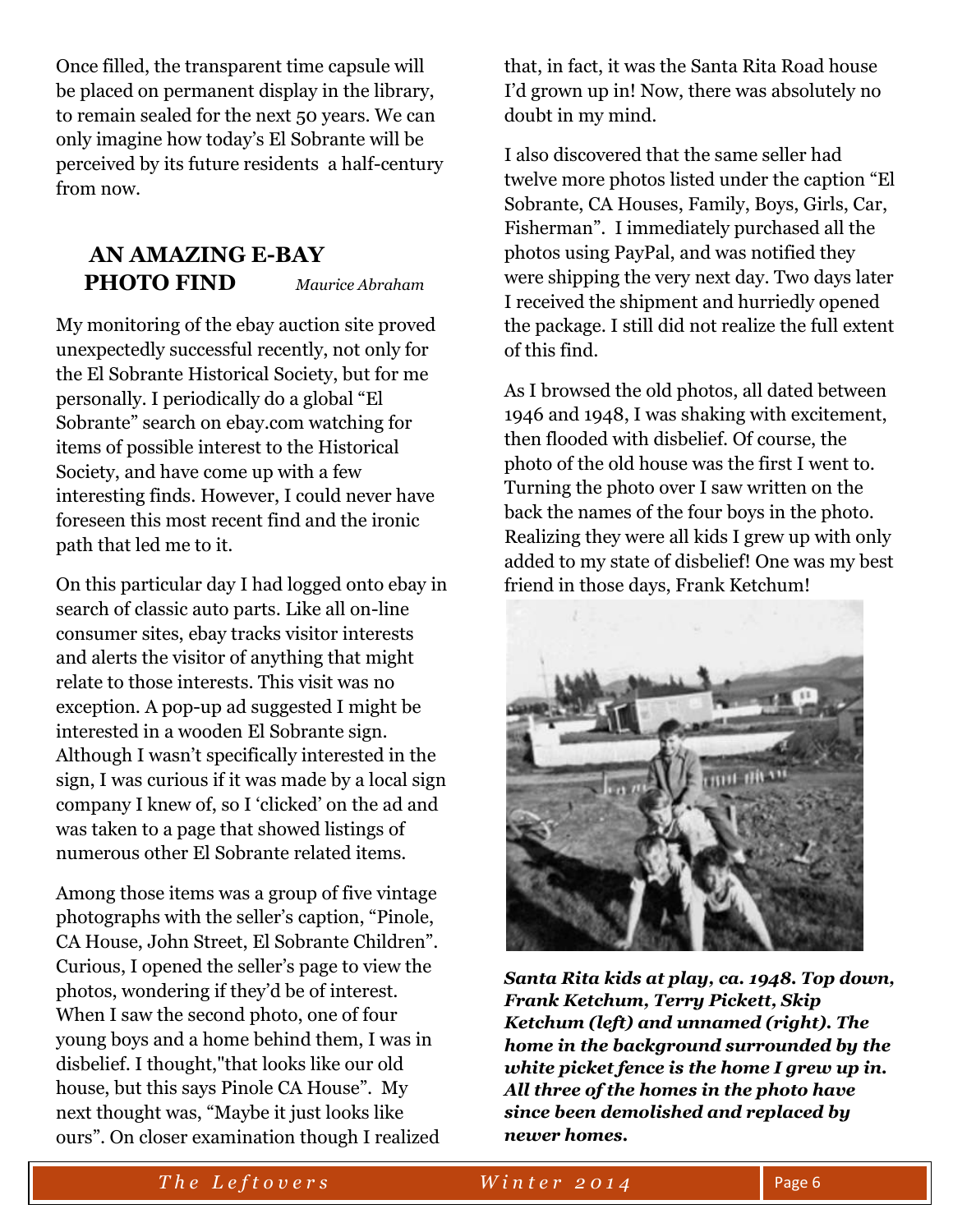Once filled, the transparent time capsule will be placed on permanent display in the library, to remain sealed for the next 50 years. We can only imagine how today's El Sobrante will be perceived by its future residents a half-century from now.

## AN AMAZING E-BAY PHOTO FIND

*Maurice Abraham*

My monitoring of the ebay auction site proved unexpectedly successful recently, not only for the El Sobrante Historical Society, but for me personally. I periodically do a global "El Sobrante" search on ebay.com watching for items of possible interest to the Historical Society, and have come up with a few interesting finds. However, I could never have foreseen this most recent find and the ironic path that led me to it.

On this particular day I had logged onto ebay in search of classic auto parts. Like all on-line consumer sites, ebay tracks visitor interests and alerts the visitor of anything that might relate to those interests. This visit was no exception. A pop-up ad suggested I might be interested in a wooden El Sobrante sign. Although I wasn't specifically interested in the sign, I was curious if it was made by a local sign company I knew of, so I 'clicked' on the ad and was taken to a page that showed listings of numerous other El Sobrante related items.

Among those items was a group of five vintage photographs with the seller's caption, "Pinole, CA House, John Street, El Sobrante Children". Curious, I opened the seller's page to view the photos, wondering if they'd be of interest. When I saw the second photo, one of four young boys and a home behind them, I was in disbelief. I thought,"that looks like our old house, but this says Pinole CA House". My next thought was, "Maybe it just looks like ours". On closer examination though I realized that, in fact, it was the Santa Rita Road house I'd grown up in! Now, there was absolutely no doubt in my mind.

I also discovered that the same seller had twelve more photos listed under the caption "El Sobrante, CA Houses, Family, Boys, Girls, Car, Fisherman". I immediately purchased all the photos using PayPal, and was notified they were shipping the very next day. Two days later I received the shipment and hurriedly opened the package. I still did not realize the full extent of this find.

As I browsed the old photos, all dated between 1946 and 1948, I was shaking with excitement, then flooded with disbelief. Of course, the photo of the old house was the first I went to. Turning the photo over I saw written on the back the names of the four boys in the photo. Realizing they were all kids I grew up with only added to my state of disbelief! One was my best friend in those days, Frank Ketchum!

***Santa Rita kids at play, ca. 1948. Top down, Frank Ketchum, Terry Pickett, Skip Ketchum (left) and unnamed (right). The home in the background surrounded by the white picket fence is the home I grew up in. All three of the homes in the photo have since been demolished and replaced by newer homes.***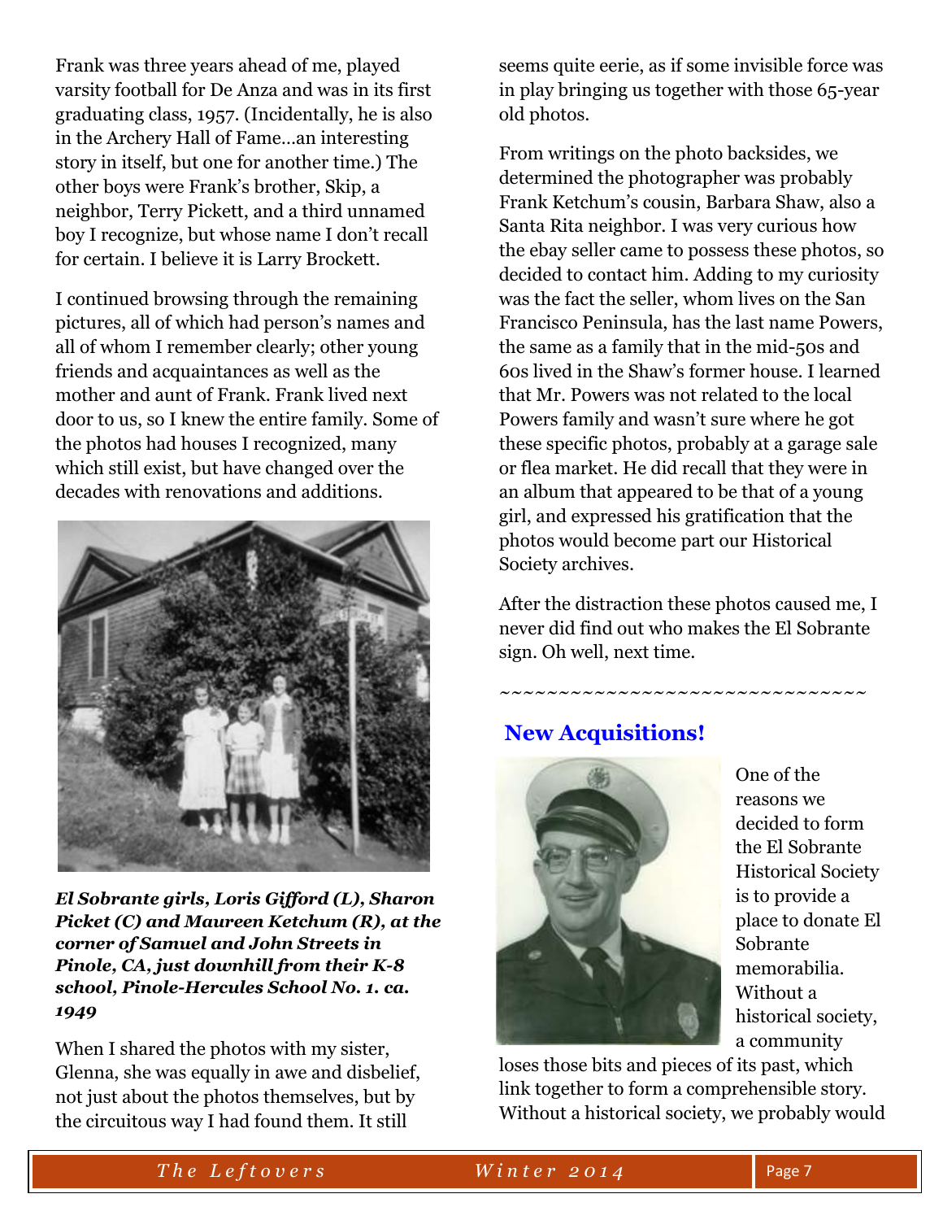Frank was three years ahead of me, played varsity football for De Anza and was in its first graduating class, 1957. (Incidentally, he is also in the Archery Hall of Fame…an interesting story in itself, but one for another time.) The other boys were Frank's brother, Skip, a neighbor, Terry Pickett, and a third unnamed boy I recognize, but whose name I don't recall for certain. I believe it is Larry Brockett.

I continued browsing through the remaining pictures, all of which had person's names and all of whom I remember clearly; other young friends and acquaintances as well as the mother and aunt of Frank. Frank lived next door to us, so I knew the entire family. Some of the photos had houses I recognized, many which still exist, but have changed over the decades with renovations and additions.

***El Sobrante girls, Loris Gifford (L), Sharon Picket (C) and Maureen Ketchum (R), at the corner of Samuel and John Streets in Pinole, CA, just downhill from their K-8 school, Pinole-Hercules School No. 1. ca. 1949***

When I shared the photos with my sister, Glenna, she was equally in awe and disbelief, not just about the photos themselves, but by the circuitous way I had found them. It still seems quite eerie, as if some invisible force was in play bringing us together with those 65-year old photos.

From writings on the photo backsides, we determined the photographer was probably Frank Ketchum's cousin, Barbara Shaw, also a Santa Rita neighbor. I was very curious how the ebay seller came to possess these photos, so decided to contact him. Adding to my curiosity was the fact the seller, whom lives on the San Francisco Peninsula, has the last name Powers, the same as a family that in the mid-50s and 60s lived in the Shaw's former house. I learned that Mr. Powers was not related to the local Powers family and wasn't sure where he got these specific photos, probably at a garage sale or flea market. He did recall that they were in an album that appeared to be that of a young girl, and expressed his gratification that the photos would become part our Historical Society archives.

After the distraction these photos caused me, I never did find out who makes the El Sobrante sign. Oh well, next time.

~~~~~~~~~~~~~~~~~~~~~~~~~~~~~~~

## New Acquisitions!

One of the reasons we decided to form the El Sobrante Historical Society is to provide a place to donate El Sobrante memorabilia. Without a historical society, a community loses those bits and pieces of its past, which link together to form a comprehensible story. Without a historical society, we probably would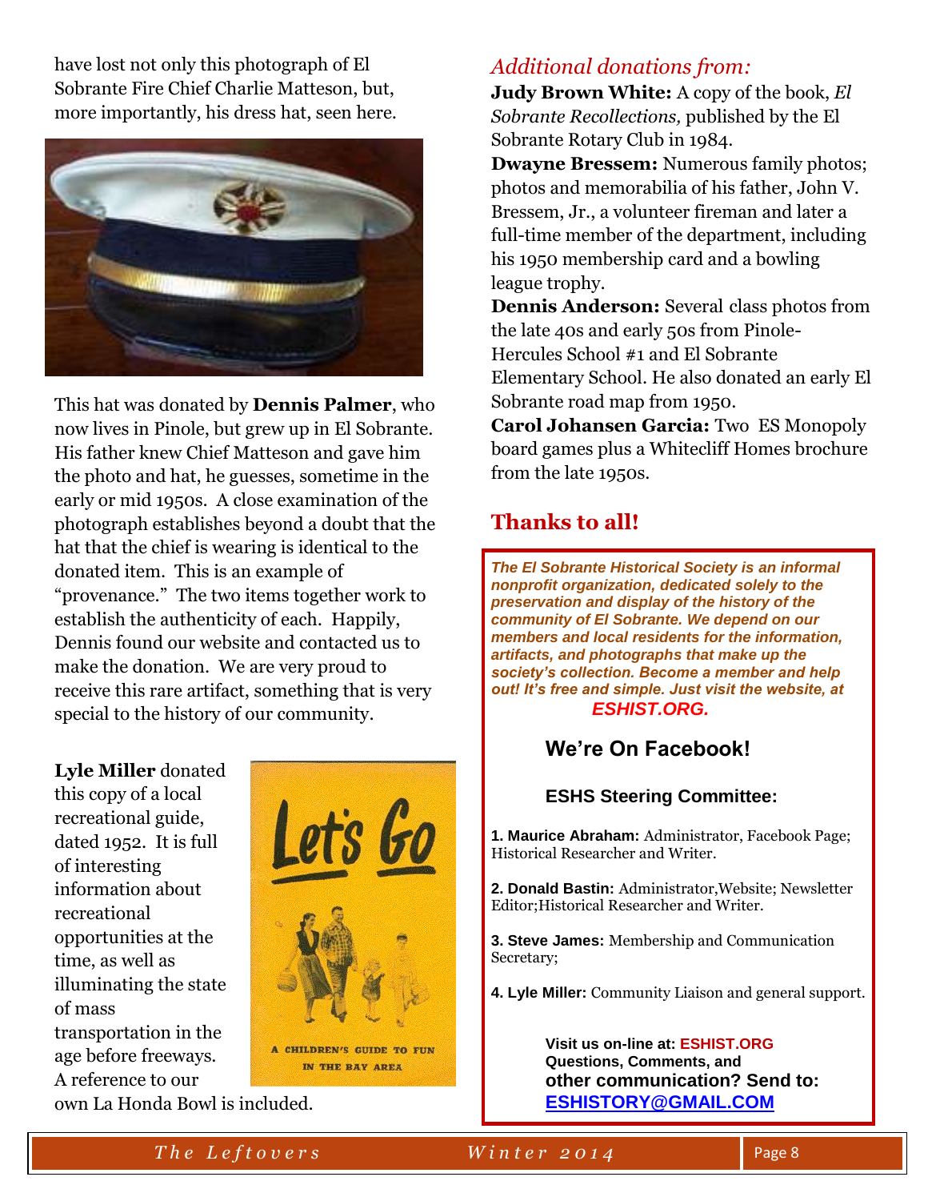have lost not only this photograph of El Sobrante Fire Chief Charlie Matteson, but, more importantly, his dress hat, seen here.

This hat was donated by **Dennis Palmer**, who now lives in Pinole, but grew up in El Sobrante. His father knew Chief Matteson and gave him the photo and hat, he guesses, sometime in the early or mid 1950s. A close examination of the photograph establishes beyond a doubt that the hat that the chief is wearing is identical to the donated item. This is an example of "provenance." The two items together work to establish the authenticity of each. Happily, Dennis found our website and contacted us to make the donation. We are very proud to receive this rare artifact, something that is very special to the history of our community.

**Lyle Miller** donated this copy of a local recreational guide, dated 1952. It is full of interesting information about recreational opportunities at the time, as well as illuminating the state of mass transportation in the age before freeways. A reference to our own La Honda Bowl is included.

## *Additional donations from:*

**Judy Brown White:** A copy of the book, *El Sobrante Recollections,* published by the El Sobrante Rotary Club in 1984.

**Dwayne Bressem:** Numerous family photos; photos and memorabilia of his father, John V. Bressem, Jr., a volunteer fireman and later a full-time member of the department, including his 1950 membership card and a bowling league trophy.

**Dennis Anderson:** Several class photos from the late 40s and early 50s from Pinole-Hercules School #1 and El Sobrante Elementary School. He also donated an early El Sobrante road map from 1950.

**Carol Johansen Garcia:** Two ES Monopoly board games plus a Whitecliff Homes brochure from the late 1950s.

## Thanks to all!

***The El Sobrante Historical Society is an informal nonprofit organization, dedicated solely to the preservation and display of the history of the community of El Sobrante. We depend on our members and local residents for the information, artifacts, and photographs that make up the society's collection. Become a member and help out! It's free and simple. Just visit the website, at ESHIST.ORG.***

### We're On Facebook!

### ESHS Steering Committee:

1. **Maurice Abraham:** Administrator, Facebook Page; Historical Researcher and Writer.

2. **Donald Bastin:** Administrator,Website; Newsletter Editor;Historical Researcher and Writer.

3. **Steve James:** Membership and Communication Secretary;

4. **Lyle Miller:** Community Liaison and general support.

**Visit us on-line at: ESHIST.ORG**
**Questions, Comments, and other communication? Send to: ESHISTORY@GMAIL.COM**